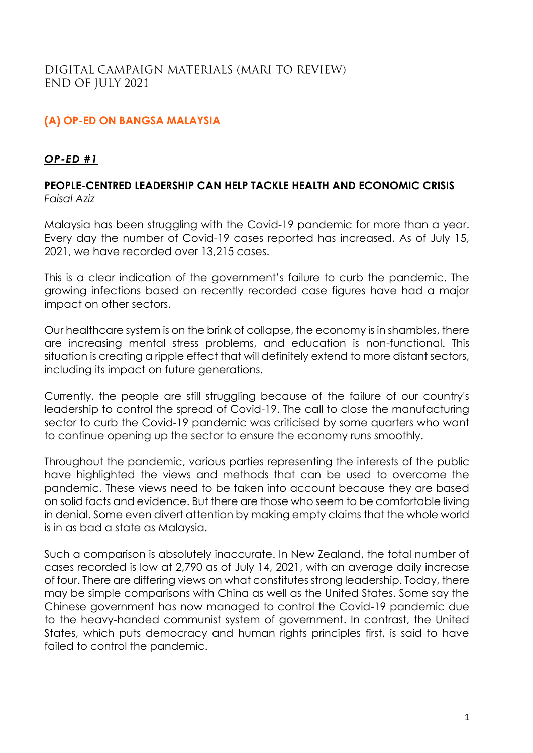# DIGITAL CAMPAIGN MATERIALS (MARI TO REVIEW)
# END OF JULY 2021

## (A) OP-ED ON BANGSA MALAYSIA

### *OP-ED #1*

**PEOPLE-CENTRED LEADERSHIP CAN HELP TACKLE HEALTH AND ECONOMIC CRISIS**
*Faisal Aziz*

Malaysia has been struggling with the Covid-19 pandemic for more than a year. Every day the number of Covid-19 cases reported has increased. As of July 15, 2021, we have recorded over 13,215 cases.

This is a clear indication of the government's failure to curb the pandemic. The growing infections based on recently recorded case figures have had a major impact on other sectors.

Our healthcare system is on the brink of collapse, the economy is in shambles, there are increasing mental stress problems, and education is non-functional. This situation is creating a ripple effect that will definitely extend to more distant sectors, including its impact on future generations.

Currently, the people are still struggling because of the failure of our country's leadership to control the spread of Covid-19. The call to close the manufacturing sector to curb the Covid-19 pandemic was criticised by some quarters who want to continue opening up the sector to ensure the economy runs smoothly.

Throughout the pandemic, various parties representing the interests of the public have highlighted the views and methods that can be used to overcome the pandemic. These views need to be taken into account because they are based on solid facts and evidence. But there are those who seem to be comfortable living in denial. Some even divert attention by making empty claims that the whole world is in as bad a state as Malaysia.

Such a comparison is absolutely inaccurate. In New Zealand, the total number of cases recorded is low at 2,790 as of July 14, 2021, with an average daily increase of four. There are differing views on what constitutes strong leadership. Today, there may be simple comparisons with China as well as the United States. Some say the Chinese government has now managed to control the Covid-19 pandemic due to the heavy-handed communist system of government. In contrast, the United States, which puts democracy and human rights principles first, is said to have failed to control the pandemic.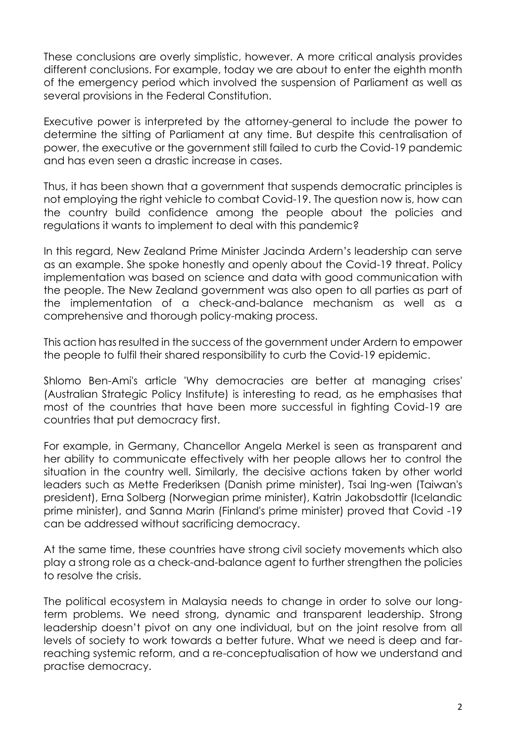These conclusions are overly simplistic, however. A more critical analysis provides different conclusions. For example, today we are about to enter the eighth month of the emergency period which involved the suspension of Parliament as well as several provisions in the Federal Constitution.

Executive power is interpreted by the attorney-general to include the power to determine the sitting of Parliament at any time. But despite this centralisation of power, the executive or the government still failed to curb the Covid-19 pandemic and has even seen a drastic increase in cases.

Thus, it has been shown that a government that suspends democratic principles is not employing the right vehicle to combat Covid-19. The question now is, how can the country build confidence among the people about the policies and regulations it wants to implement to deal with this pandemic?

In this regard, New Zealand Prime Minister Jacinda Ardern's leadership can serve as an example. She spoke honestly and openly about the Covid-19 threat. Policy implementation was based on science and data with good communication with the people. The New Zealand government was also open to all parties as part of the implementation of a check-and-balance mechanism as well as a comprehensive and thorough policy-making process.

This action has resulted in the success of the government under Ardern to empower the people to fulfil their shared responsibility to curb the Covid-19 epidemic.

Shlomo Ben-Ami's article 'Why democracies are better at managing crises' (Australian Strategic Policy Institute) is interesting to read, as he emphasises that most of the countries that have been more successful in fighting Covid-19 are countries that put democracy first.

For example, in Germany, Chancellor Angela Merkel is seen as transparent and her ability to communicate effectively with her people allows her to control the situation in the country well. Similarly, the decisive actions taken by other world leaders such as Mette Frederiksen (Danish prime minister), Tsai Ing-wen (Taiwan's president), Erna Solberg (Norwegian prime minister), Katrin Jakobsdottir (Icelandic prime minister), and Sanna Marin (Finland's prime minister) proved that Covid -19 can be addressed without sacrificing democracy.

At the same time, these countries have strong civil society movements which also play a strong role as a check-and-balance agent to further strengthen the policies to resolve the crisis.

The political ecosystem in Malaysia needs to change in order to solve our long-term problems. We need strong, dynamic and transparent leadership. Strong leadership doesn't pivot on any one individual, but on the joint resolve from all levels of society to work towards a better future. What we need is deep and far-reaching systemic reform, and a re-conceptualisation of how we understand and practise democracy.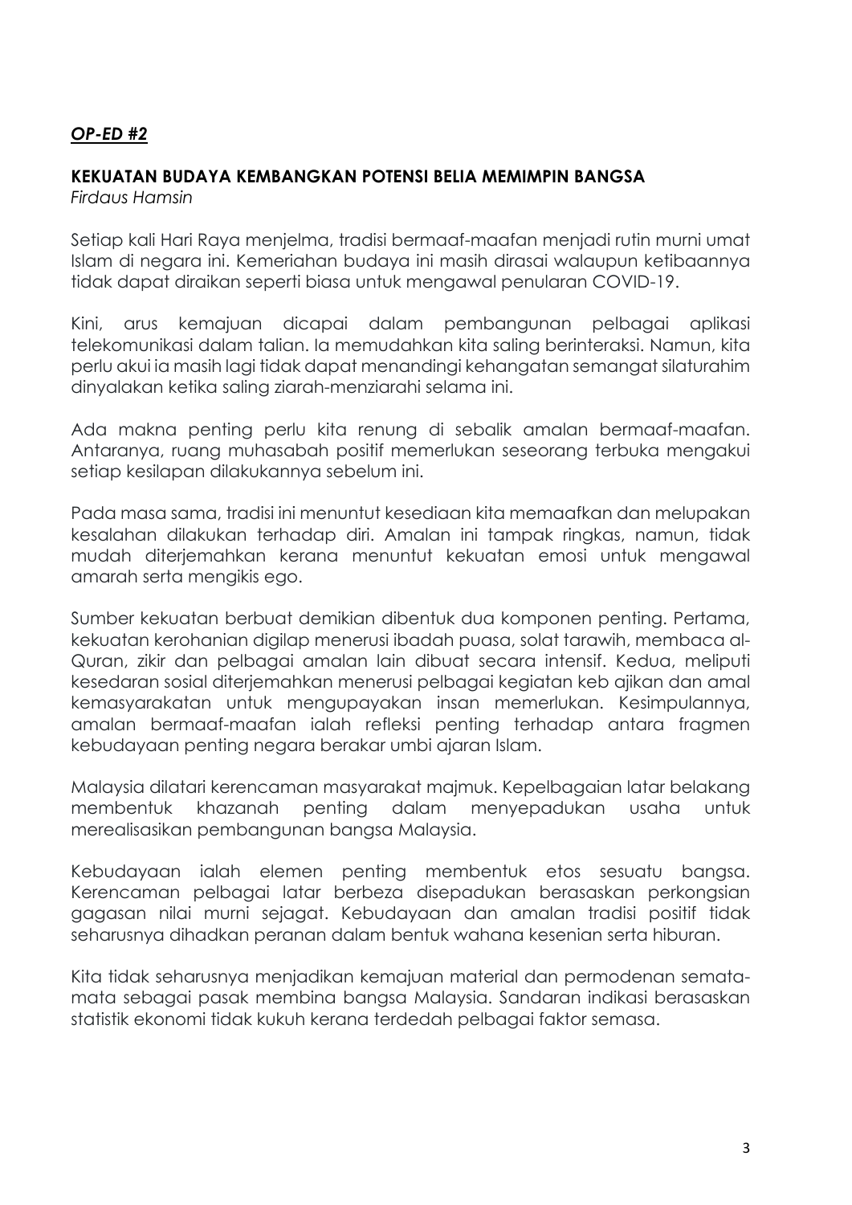***OP-ED #2***

**KEKUATAN BUDAYA KEMBANGKAN POTENSI BELIA MEMIMPIN BANGSA**
*Firdaus Hamsin*

Setiap kali Hari Raya menjelma, tradisi bermaaf-maafan menjadi rutin murni umat Islam di negara ini. Kemeriahan budaya ini masih dirasai walaupun ketibaannya tidak dapat diraikan seperti biasa untuk mengawal penularan COVID-19.

Kini, arus kemajuan dicapai dalam pembangunan pelbagai aplikasi telekomunikasi dalam talian. Ia memudahkan kita saling berinteraksi. Namun, kita perlu akui ia masih lagi tidak dapat menandingi kehangatan semangat silaturahim dinyalakan ketika saling ziarah-menziarahi selama ini.

Ada makna penting perlu kita renung di sebalik amalan bermaaf-maafan. Antaranya, ruang muhasabah positif memerlukan seseorang terbuka mengakui setiap kesilapan dilakukannya sebelum ini.

Pada masa sama, tradisi ini menuntut kesediaan kita memaafkan dan melupakan kesalahan dilakukan terhadap diri. Amalan ini tampak ringkas, namun, tidak mudah diterjemahkan kerana menuntut kekuatan emosi untuk mengawal amarah serta mengikis ego.

Sumber kekuatan berbuat demikian dibentuk dua komponen penting. Pertama, kekuatan kerohanian digilap menerusi ibadah puasa, solat tarawih, membaca al-Quran, zikir dan pelbagai amalan lain dibuat secara intensif. Kedua, meliputi kesedaran sosial diterjemahkan menerusi pelbagai kegiatan keb ajikan dan amal kemasyarakatan untuk mengupayakan insan memerlukan. Kesimpulannya, amalan bermaaf-maafan ialah refleksi penting terhadap antara fragmen kebudayaan penting negara berakar umbi ajaran Islam.

Malaysia dilatari kerencaman masyarakat majmuk. Kepelbagaian latar belakang membentuk khazanah penting dalam menyepadukan usaha untuk merealisasikan pembangunan bangsa Malaysia.

Kebudayaan ialah elemen penting membentuk etos sesuatu bangsa. Kerencaman pelbagai latar berbeza disepadukan berasaskan perkongsian gagasan nilai murni sejagat. Kebudayaan dan amalan tradisi positif tidak seharusnya dihadkan peranan dalam bentuk wahana kesenian serta hiburan.

Kita tidak seharusnya menjadikan kemajuan material dan permodenan semata-mata sebagai pasak membina bangsa Malaysia. Sandaran indikasi berasaskan statistik ekonomi tidak kukuh kerana terdedah pelbagai faktor semasa.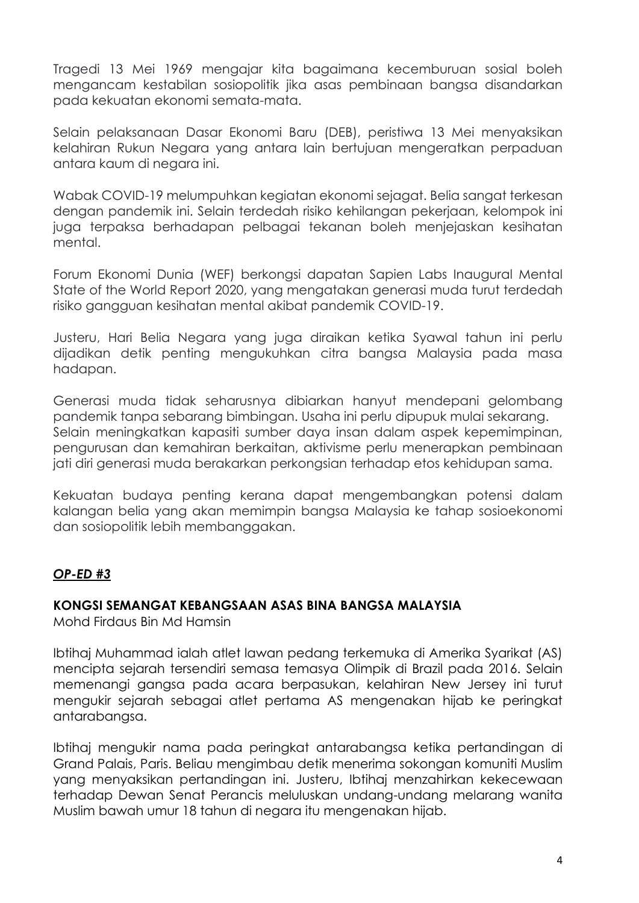Tragedi 13 Mei 1969 mengajar kita bagaimana kecemburuan sosial boleh mengancam kestabilan sosiopolitik jika asas pembinaan bangsa disandarkan pada kekuatan ekonomi semata-mata.

Selain pelaksanaan Dasar Ekonomi Baru (DEB), peristiwa 13 Mei menyaksikan kelahiran Rukun Negara yang antara lain bertujuan mengeratkan perpaduan antara kaum di negara ini.

Wabak COVID-19 melumpuhkan kegiatan ekonomi sejagat. Belia sangat terkesan dengan pandemik ini. Selain terdedah risiko kehilangan pekerjaan, kelompok ini juga terpaksa berhadapan pelbagai tekanan boleh menjejaskan kesihatan mental.

Forum Ekonomi Dunia (WEF) berkongsi dapatan Sapien Labs Inaugural Mental State of the World Report 2020, yang mengatakan generasi muda turut terdedah risiko gangguan kesihatan mental akibat pandemik COVID-19.

Justeru, Hari Belia Negara yang juga diraikan ketika Syawal tahun ini perlu dijadikan detik penting mengukuhkan citra bangsa Malaysia pada masa hadapan.

Generasi muda tidak seharusnya dibiarkan hanyut mendepani gelombang pandemik tanpa sebarang bimbingan. Usaha ini perlu dipupuk mulai sekarang.
Selain meningkatkan kapasiti sumber daya insan dalam aspek kepemimpinan, pengurusan dan kemahiran berkaitan, aktivisme perlu menerapkan pembinaan jati diri generasi muda berakarkan perkongsian terhadap etos kehidupan sama.

Kekuatan budaya penting kerana dapat mengembangkan potensi dalam kalangan belia yang akan memimpin bangsa Malaysia ke tahap sosioekonomi dan sosiopolitik lebih membanggakan.

## ***OP-ED #3***

### KONGSI SEMANGAT KEBANGSAAN ASAS BINA BANGSA MALAYSIA

Mohd Firdaus Bin Md Hamsin

Ibtihaj Muhammad ialah atlet lawan pedang terkemuka di Amerika Syarikat (AS) mencipta sejarah tersendiri semasa temasya Olimpik di Brazil pada 2016. Selain memenangi gangsa pada acara berpasukan, kelahiran New Jersey ini turut mengukir sejarah sebagai atlet pertama AS mengenakan hijab ke peringkat antarabangsa.

Ibtihaj mengukir nama pada peringkat antarabangsa ketika pertandingan di Grand Palais, Paris. Beliau mengimbau detik menerima sokongan komuniti Muslim yang menyaksikan pertandingan ini. Justeru, Ibtihaj menzahirkan kekecewaan terhadap Dewan Senat Perancis meluluskan undang-undang melarang wanita Muslim bawah umur 18 tahun di negara itu mengenakan hijab.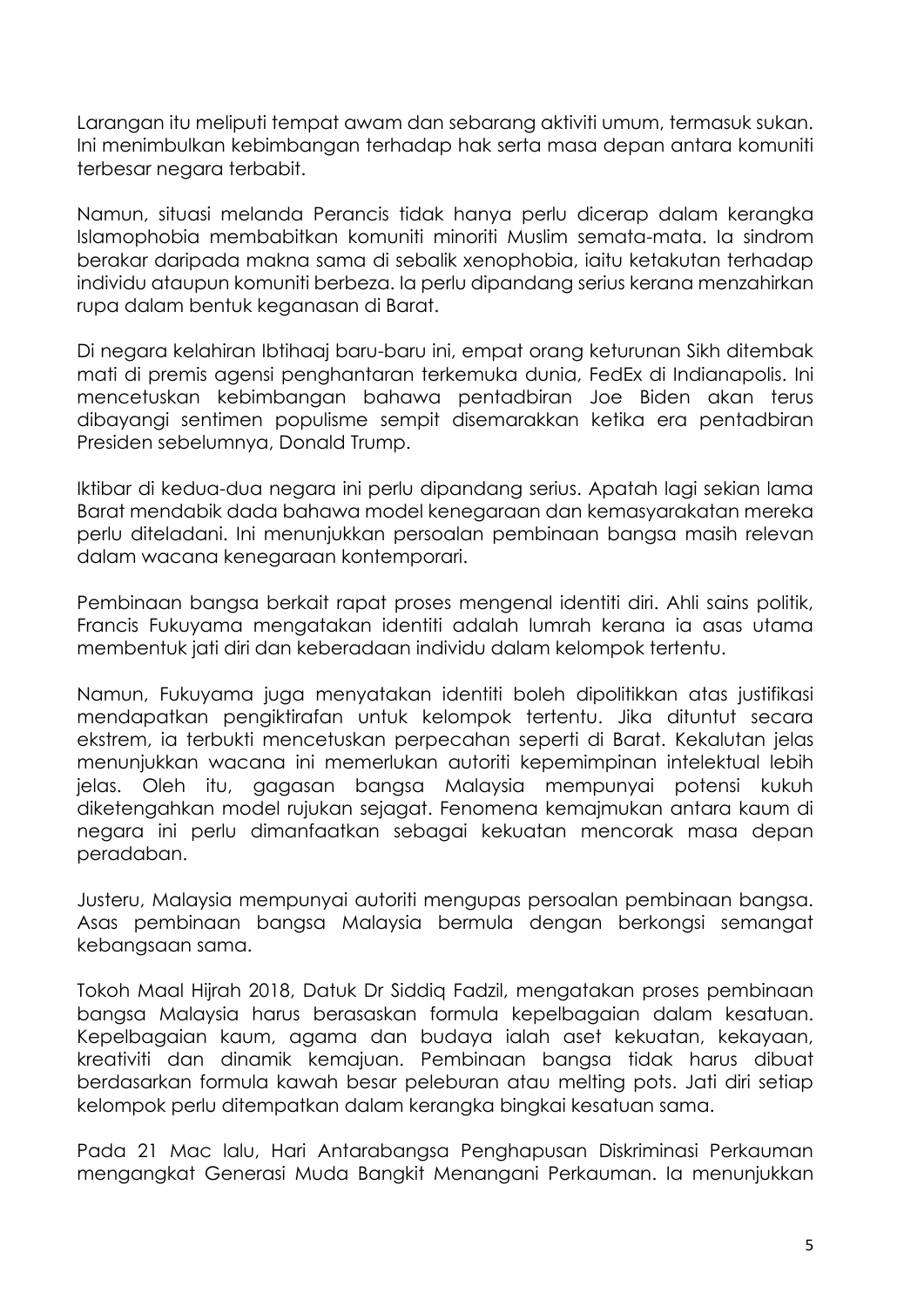Larangan itu meliputi tempat awam dan sebarang aktiviti umum, termasuk sukan. Ini menimbulkan kebimbangan terhadap hak serta masa depan antara komuniti terbesar negara terbabit.

Namun, situasi melanda Perancis tidak hanya perlu dicerap dalam kerangka Islamophobia membabitkan komuniti minoriti Muslim semata-mata. Ia sindrom berakar daripada makna sama di sebalik xenophobia, iaitu ketakutan terhadap individu ataupun komuniti berbeza. Ia perlu dipandang serius kerana menzahirkan rupa dalam bentuk keganasan di Barat.

Di negara kelahiran Ibtihaaj baru-baru ini, empat orang keturunan Sikh ditembak mati di premis agensi penghantaran terkemuka dunia, FedEx di Indianapolis. Ini mencetuskan kebimbangan bahawa pentadbiran Joe Biden akan terus dibayangi sentimen populisme sempit disemarakkan ketika era pentadbiran Presiden sebelumnya, Donald Trump.

Iktibar di kedua-dua negara ini perlu dipandang serius. Apatah lagi sekian lama Barat mendabik dada bahawa model kenegaraan dan kemasyarakatan mereka perlu diteladani. Ini menunjukkan persoalan pembinaan bangsa masih relevan dalam wacana kenegaraan kontemporari.

Pembinaan bangsa berkait rapat proses mengenal identiti diri. Ahli sains politik, Francis Fukuyama mengatakan identiti adalah lumrah kerana ia asas utama membentuk jati diri dan keberadaan individu dalam kelompok tertentu.

Namun, Fukuyama juga menyatakan identiti boleh dipolitikkan atas justifikasi mendapatkan pengiktirafan untuk kelompok tertentu. Jika dituntut secara ekstrem, ia terbukti mencetuskan perpecahan seperti di Barat. Kekalutan jelas menunjukkan wacana ini memerlukan autoriti kepemimpinan intelektual lebih jelas. Oleh itu, gagasan bangsa Malaysia mempunyai potensi kukuh diketengahkan model rujukan sejagat. Fenomena kemajmukan antara kaum di negara ini perlu dimanfaatkan sebagai kekuatan mencorak masa depan peradaban.

Justeru, Malaysia mempunyai autoriti mengupas persoalan pembinaan bangsa. Asas pembinaan bangsa Malaysia bermula dengan berkongsi semangat kebangsaan sama.

Tokoh Maal Hijrah 2018, Datuk Dr Siddiq Fadzil, mengatakan proses pembinaan bangsa Malaysia harus berasaskan formula kepelbagaian dalam kesatuan. Kepelbagaian kaum, agama dan budaya ialah aset kekuatan, kekayaan, kreativiti dan dinamik kemajuan. Pembinaan bangsa tidak harus dibuat berdasarkan formula kawah besar peleburan atau melting pots. Jati diri setiap kelompok perlu ditempatkan dalam kerangka bingkai kesatuan sama.

Pada 21 Mac lalu, Hari Antarabangsa Penghapusan Diskriminasi Perkauman mengangkat Generasi Muda Bangkit Menangani Perkauman. Ia menunjukkan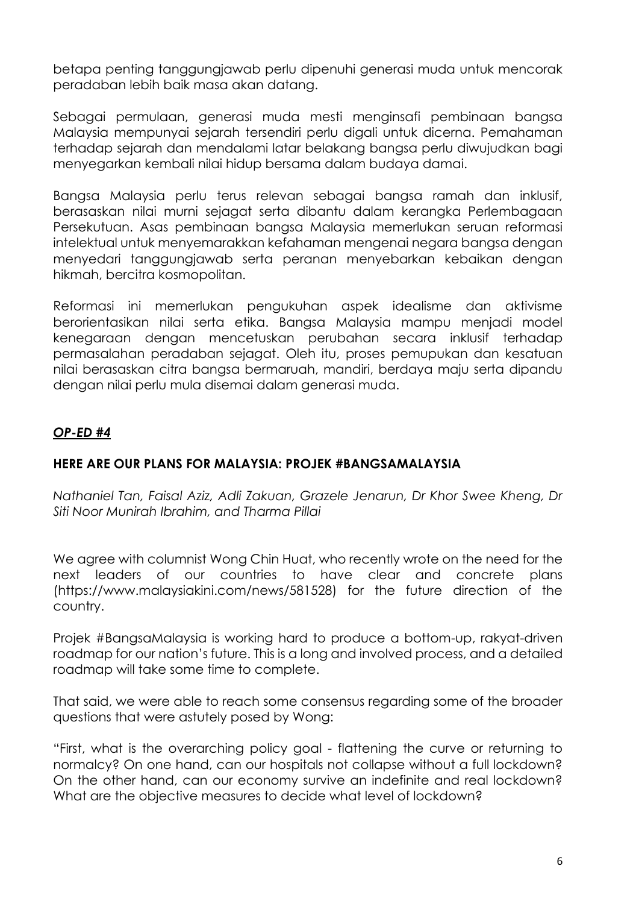betapa penting tanggungjawab perlu dipenuhi generasi muda untuk mencorak peradaban lebih baik masa akan datang.

Sebagai permulaan, generasi muda mesti menginsafi pembinaan bangsa Malaysia mempunyai sejarah tersendiri perlu digali untuk dicerna. Pemahaman terhadap sejarah dan mendalami latar belakang bangsa perlu diwujudkan bagi menyegarkan kembali nilai hidup bersama dalam budaya damai.

Bangsa Malaysia perlu terus relevan sebagai bangsa ramah dan inklusif, berasaskan nilai murni sejagat serta dibantu dalam kerangka Perlembagaan Persekutuan. Asas pembinaan bangsa Malaysia memerlukan seruan reformasi intelektual untuk menyemarakkan kefahaman mengenai negara bangsa dengan menyedari tanggungjawab serta peranan menyebarkan kebaikan dengan hikmah, bercitra kosmopolitan.

Reformasi ini memerlukan pengukuhan aspek idealisme dan aktivisme berorientasikan nilai serta etika. Bangsa Malaysia mampu menjadi model kenegaraan dengan mencetuskan perubahan secara inklusif terhadap permasalahan peradaban sejagat. Oleh itu, proses pemupukan dan kesatuan nilai berasaskan citra bangsa bermaruah, mandiri, berdaya maju serta dipandu dengan nilai perlu mula disemai dalam generasi muda.

## ***OP-ED #4***

### **HERE ARE OUR PLANS FOR MALAYSIA: PROJEK #BANGSAMALAYSIA**

*Nathaniel Tan, Faisal Aziz, Adli Zakuan, Grazele Jenarun, Dr Khor Swee Kheng, Dr Siti Noor Munirah Ibrahim, and Tharma Pillai*

We agree with columnist Wong Chin Huat, who recently wrote on the need for the next leaders of our countries to have clear and concrete plans (https://www.malaysiakini.com/news/581528) for the future direction of the country.

Projek #BangsaMalaysia is working hard to produce a bottom-up, rakyat-driven roadmap for our nation's future. This is a long and involved process, and a detailed roadmap will take some time to complete.

That said, we were able to reach some consensus regarding some of the broader questions that were astutely posed by Wong:

"First, what is the overarching policy goal - flattening the curve or returning to normalcy? On one hand, can our hospitals not collapse without a full lockdown? On the other hand, can our economy survive an indefinite and real lockdown? What are the objective measures to decide what level of lockdown?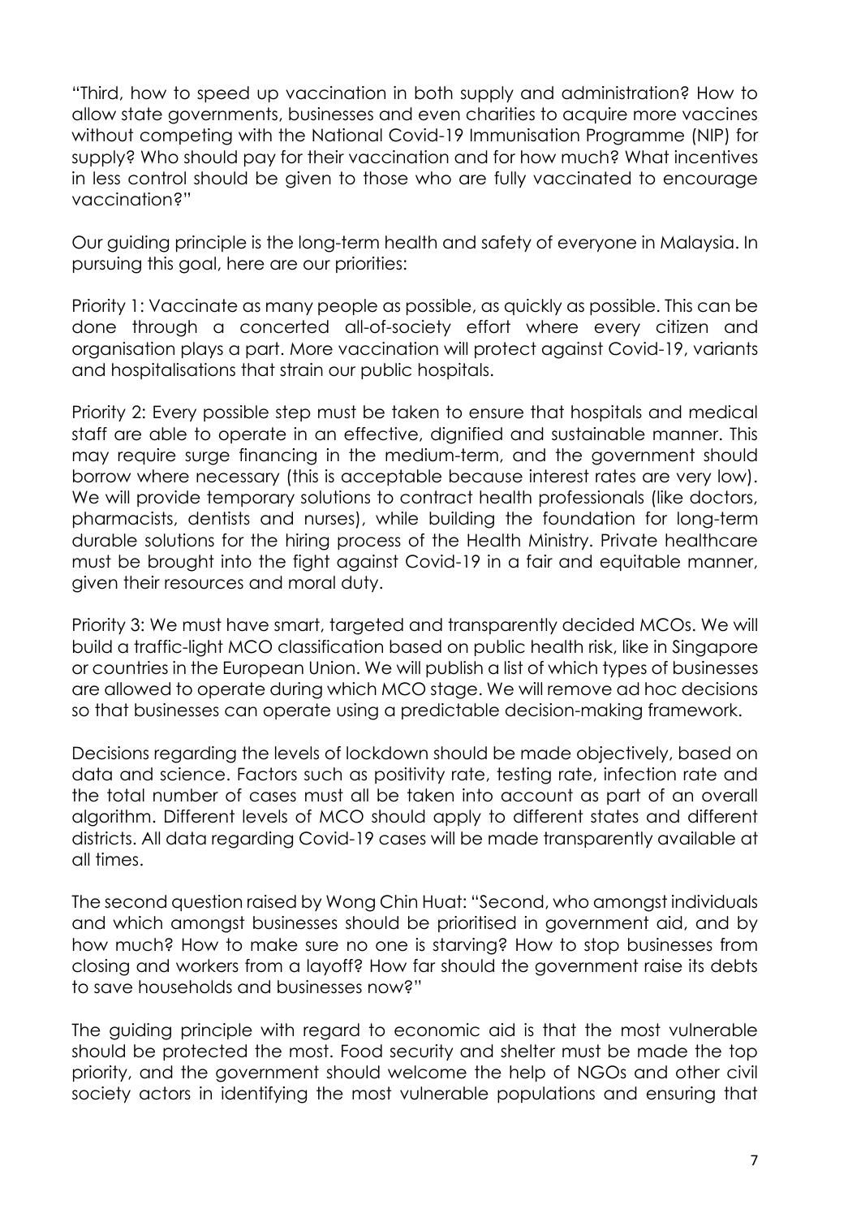"Third, how to speed up vaccination in both supply and administration? How to allow state governments, businesses and even charities to acquire more vaccines without competing with the National Covid-19 Immunisation Programme (NIP) for supply? Who should pay for their vaccination and for how much? What incentives in less control should be given to those who are fully vaccinated to encourage vaccination?"

Our guiding principle is the long-term health and safety of everyone in Malaysia. In pursuing this goal, here are our priorities:

Priority 1: Vaccinate as many people as possible, as quickly as possible. This can be done through a concerted all-of-society effort where every citizen and organisation plays a part. More vaccination will protect against Covid-19, variants and hospitalisations that strain our public hospitals.

Priority 2: Every possible step must be taken to ensure that hospitals and medical staff are able to operate in an effective, dignified and sustainable manner. This may require surge financing in the medium-term, and the government should borrow where necessary (this is acceptable because interest rates are very low). We will provide temporary solutions to contract health professionals (like doctors, pharmacists, dentists and nurses), while building the foundation for long-term durable solutions for the hiring process of the Health Ministry. Private healthcare must be brought into the fight against Covid-19 in a fair and equitable manner, given their resources and moral duty.

Priority 3: We must have smart, targeted and transparently decided MCOs. We will build a traffic-light MCO classification based on public health risk, like in Singapore or countries in the European Union. We will publish a list of which types of businesses are allowed to operate during which MCO stage. We will remove ad hoc decisions so that businesses can operate using a predictable decision-making framework.

Decisions regarding the levels of lockdown should be made objectively, based on data and science. Factors such as positivity rate, testing rate, infection rate and the total number of cases must all be taken into account as part of an overall algorithm. Different levels of MCO should apply to different states and different districts. All data regarding Covid-19 cases will be made transparently available at all times.

The second question raised by Wong Chin Huat: "Second, who amongst individuals and which amongst businesses should be prioritised in government aid, and by how much? How to make sure no one is starving? How to stop businesses from closing and workers from a layoff? How far should the government raise its debts to save households and businesses now?"

The guiding principle with regard to economic aid is that the most vulnerable should be protected the most. Food security and shelter must be made the top priority, and the government should welcome the help of NGOs and other civil society actors in identifying the most vulnerable populations and ensuring that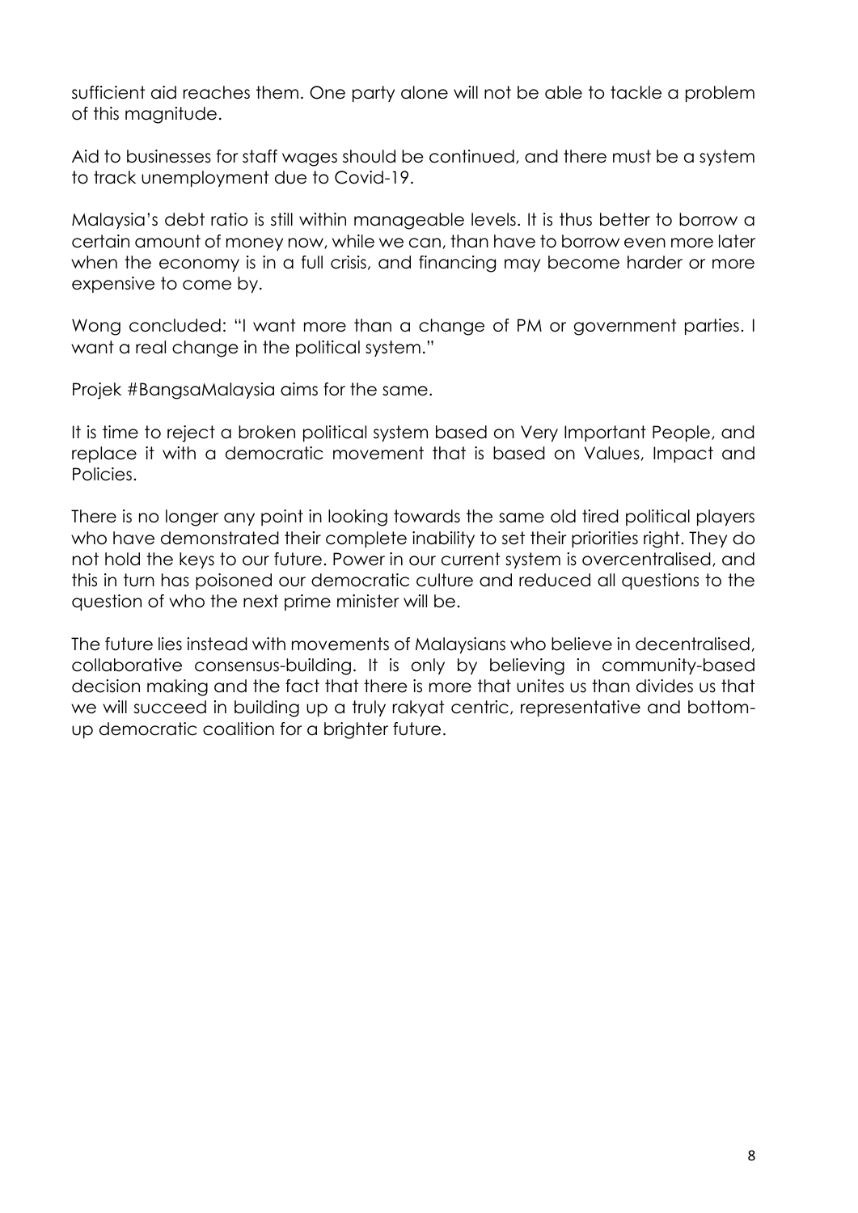sufficient aid reaches them. One party alone will not be able to tackle a problem of this magnitude.

Aid to businesses for staff wages should be continued, and there must be a system to track unemployment due to Covid-19.

Malaysia's debt ratio is still within manageable levels. It is thus better to borrow a certain amount of money now, while we can, than have to borrow even more later when the economy is in a full crisis, and financing may become harder or more expensive to come by.

Wong concluded: "I want more than a change of PM or government parties. I want a real change in the political system."

Projek #BangsaMalaysia aims for the same.

It is time to reject a broken political system based on Very Important People, and replace it with a democratic movement that is based on Values, Impact and Policies.

There is no longer any point in looking towards the same old tired political players who have demonstrated their complete inability to set their priorities right. They do not hold the keys to our future. Power in our current system is overcentralised, and this in turn has poisoned our democratic culture and reduced all questions to the question of who the next prime minister will be.

The future lies instead with movements of Malaysians who believe in decentralised, collaborative consensus-building. It is only by believing in community-based decision making and the fact that there is more that unites us than divides us that we will succeed in building up a truly rakyat centric, representative and bottom-up democratic coalition for a brighter future.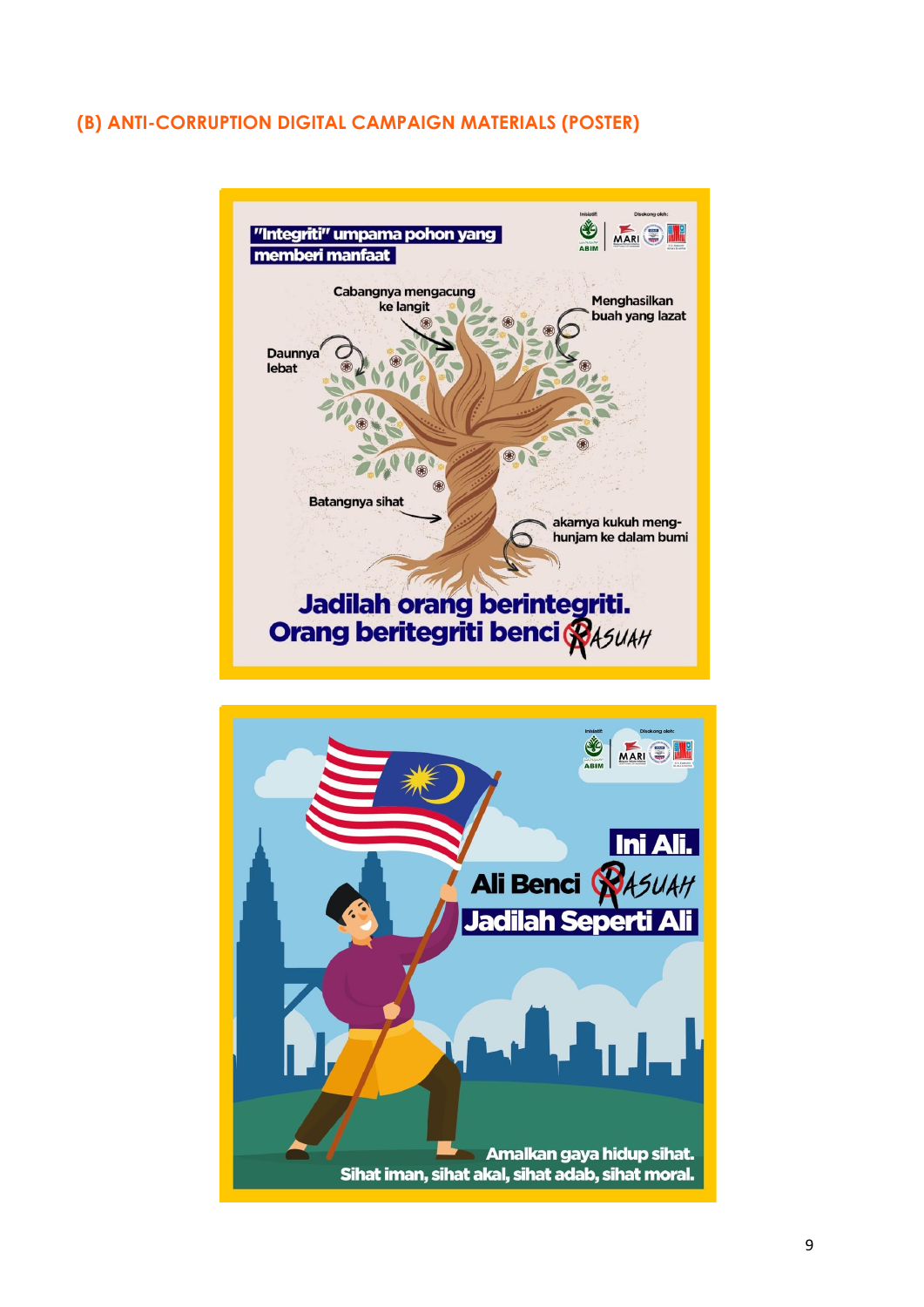## (B) ANTI-CORRUPTION DIGITAL CAMPAIGN MATERIALS (POSTER)

"Integriti" umpama pohon yang memberi manfaat

Cabangnya mengacung ke langit

Menghasilkan buah yang lazat

Daunnya lebat

Batangnya sihat

akarnya kukuh meng-hunjam ke dalam bumi

**Jadilah orang berintegriti.**
**Orang beritegriti benci RASUAH**

Ini Ali.
Ali Benci RASUAH
Jadilah Seperti Ali

Amalkan gaya hidup sihat.
Sihat iman, sihat akal, sihat adab, sihat moral.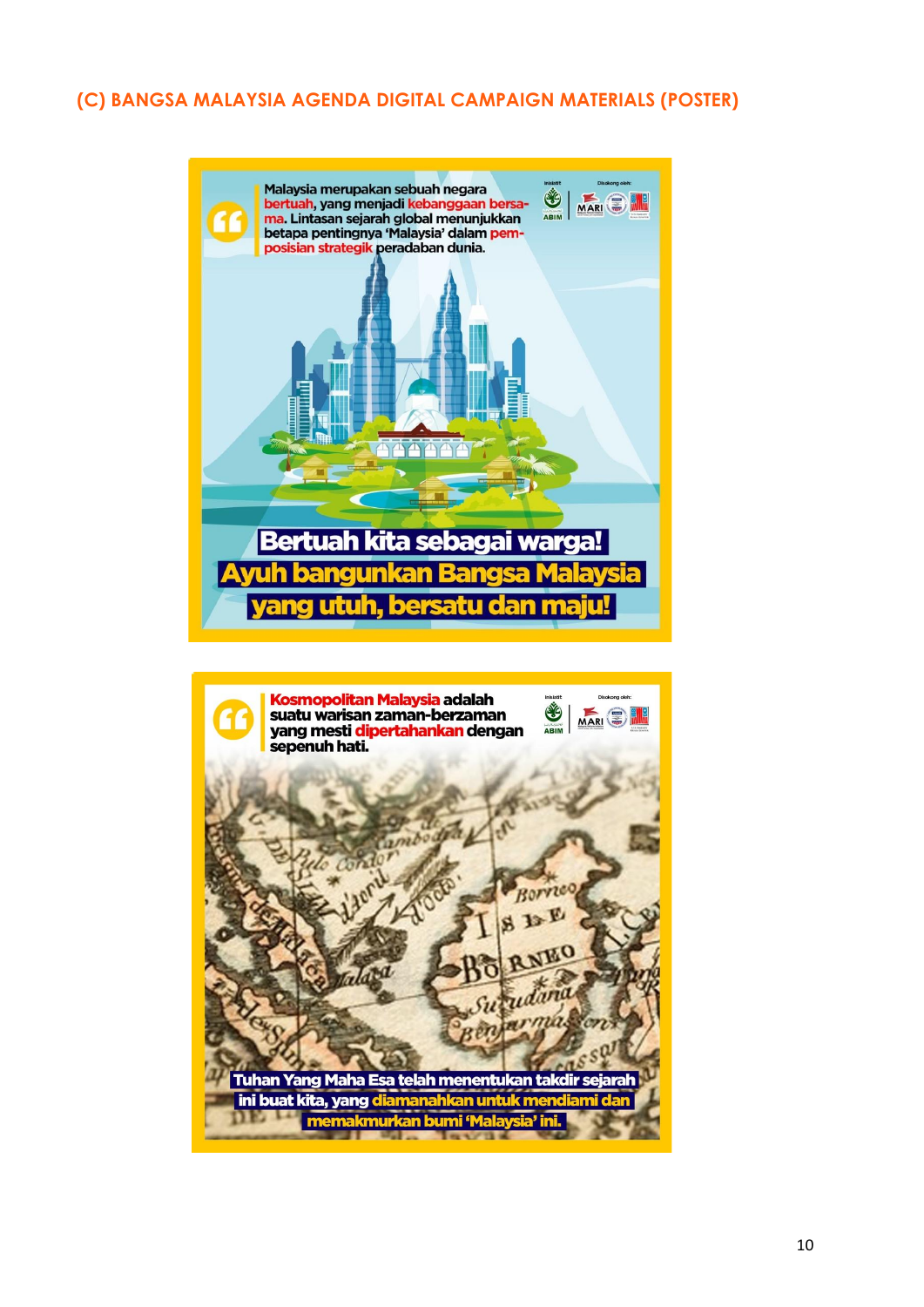## (C) BANGSA MALAYSIA AGENDA DIGITAL CAMPAIGN MATERIALS (POSTER)

Malaysia merupakan sebuah negara bertuah, yang menjadi kebanggaan bersama. Lintasan sejarah global menunjukkan betapa pentingnya 'Malaysia' dalam pemposisian strategik peradaban dunia.

Inisiatif: ABIM

Disokong oleh: MARI

**Bertuah kita sebagai warga!**
**Ayuh bangunkan Bangsa Malaysia yang utuh, bersatu dan maju!**

Kosmopolitan Malaysia adalah suatu warisan zaman-berzaman yang mesti dipertahankan dengan sepenuh hati.

Inisiatif: ABIM

Disokong oleh: MARI

**Tuhan Yang Maha Esa telah menentukan takdir sejarah ini buat kita, yang diamanahkan untuk mendiami dan memakmurkan bumi 'Malaysia' ini.**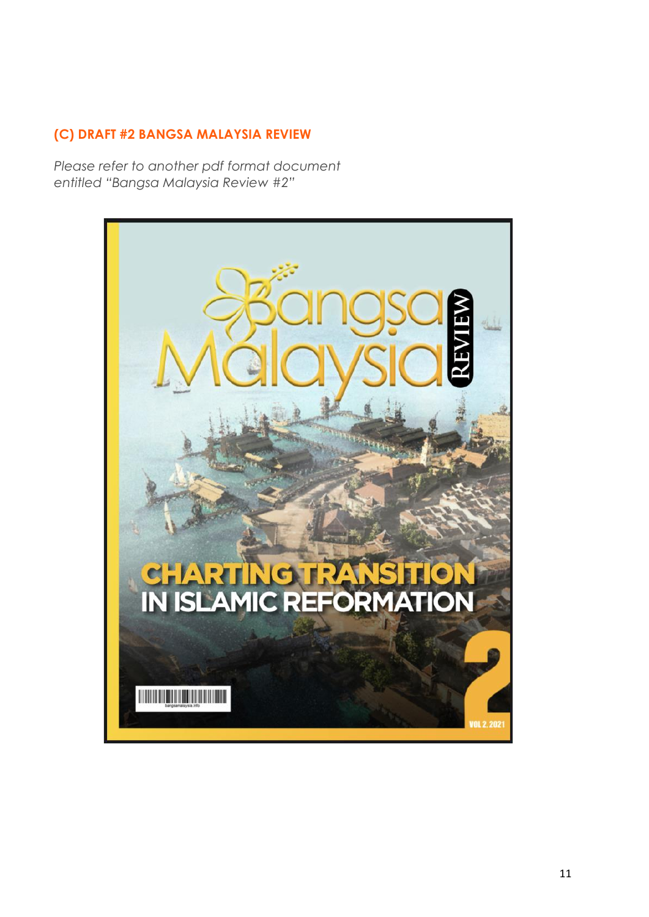## (C) DRAFT #2 BANGSA MALAYSIA REVIEW

*Please refer to another pdf format document entitled "Bangsa Malaysia Review #2"*